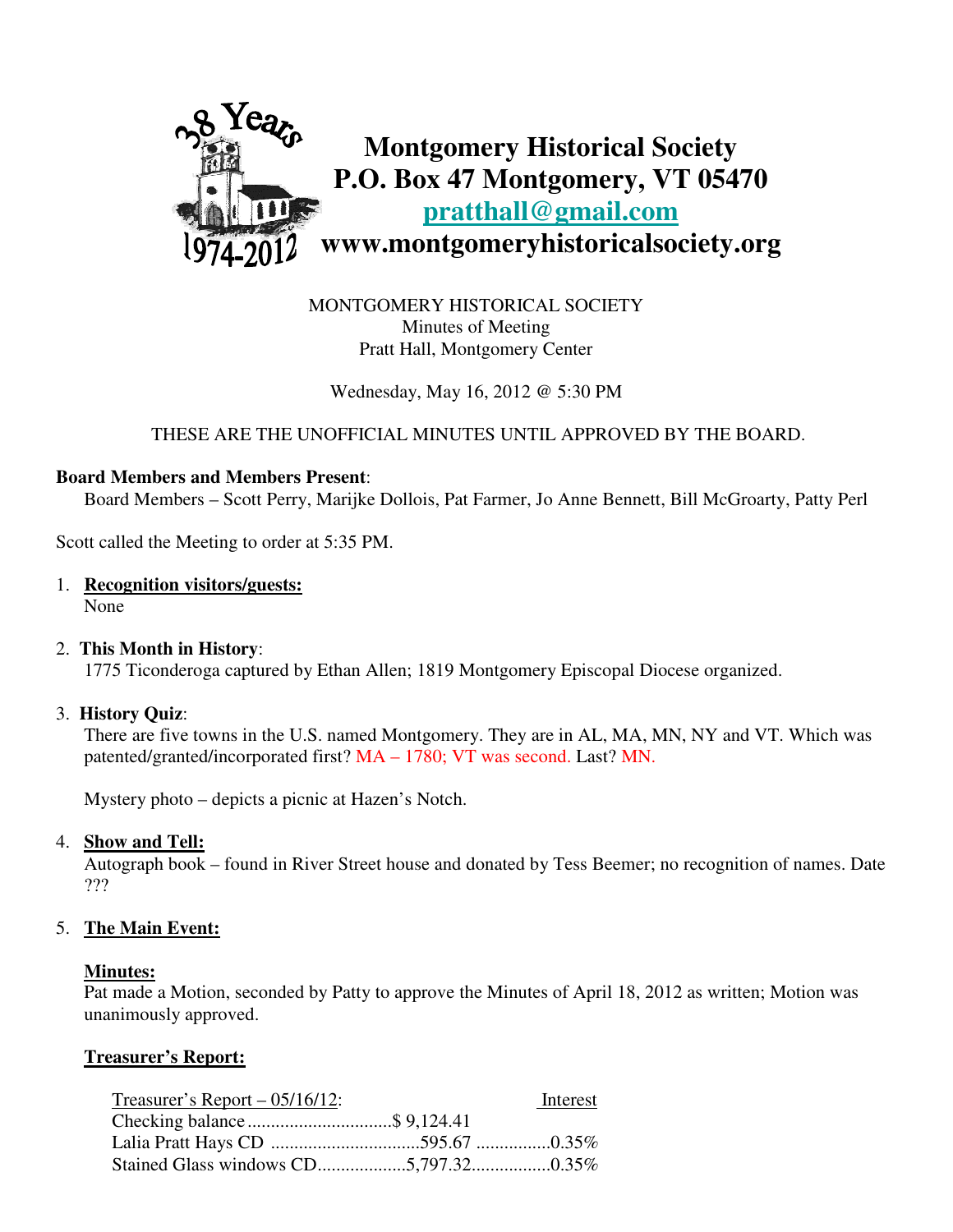# Montgomery Historical Society
## P.O. Box 47 Montgomery, VT 05470
## pratthall@gmail.com
## www.montgomeryhistoricalsociety.org

MONTGOMERY HISTORICAL SOCIETY
Minutes of Meeting
Pratt Hall, Montgomery Center

Wednesday, May 16, 2012 @ 5:30 PM

THESE ARE THE UNOFFICIAL MINUTES UNTIL APPROVED BY THE BOARD.

**Board Members and Members Present**:
Board Members – Scott Perry, Marijke Dollois, Pat Farmer, Jo Anne Bennett, Bill McGroarty, Patty Perl

Scott called the Meeting to order at 5:35 PM.

1. **Recognition visitors/guests:**
   None

2. **This Month in History**:
   1775 Ticonderoga captured by Ethan Allen; 1819 Montgomery Episcopal Diocese organized.

3. **History Quiz**:
   There are five towns in the U.S. named Montgomery. They are in AL, MA, MN, NY and VT. Which was patented/granted/incorporated first? MA – 1780; VT was second. Last? MN.

   Mystery photo – depicts a picnic at Hazen's Notch.

4. **Show and Tell:**
   Autograph book – found in River Street house and donated by Tess Beemer; no recognition of names. Date ???

5. **The Main Event:**

   **Minutes:**
   Pat made a Motion, seconded by Patty to approve the Minutes of April 18, 2012 as written; Motion was unanimously approved.

   **Treasurer's Report:**

| Treasurer's Report – 05/16/12: | | Interest |
|---|---|---|
| Checking balance | $ 9,124.41 | |
| Lalia Pratt Hays CD | 595.67 | 0.35% |
| Stained Glass windows CD | 5,797.32 | 0.35% |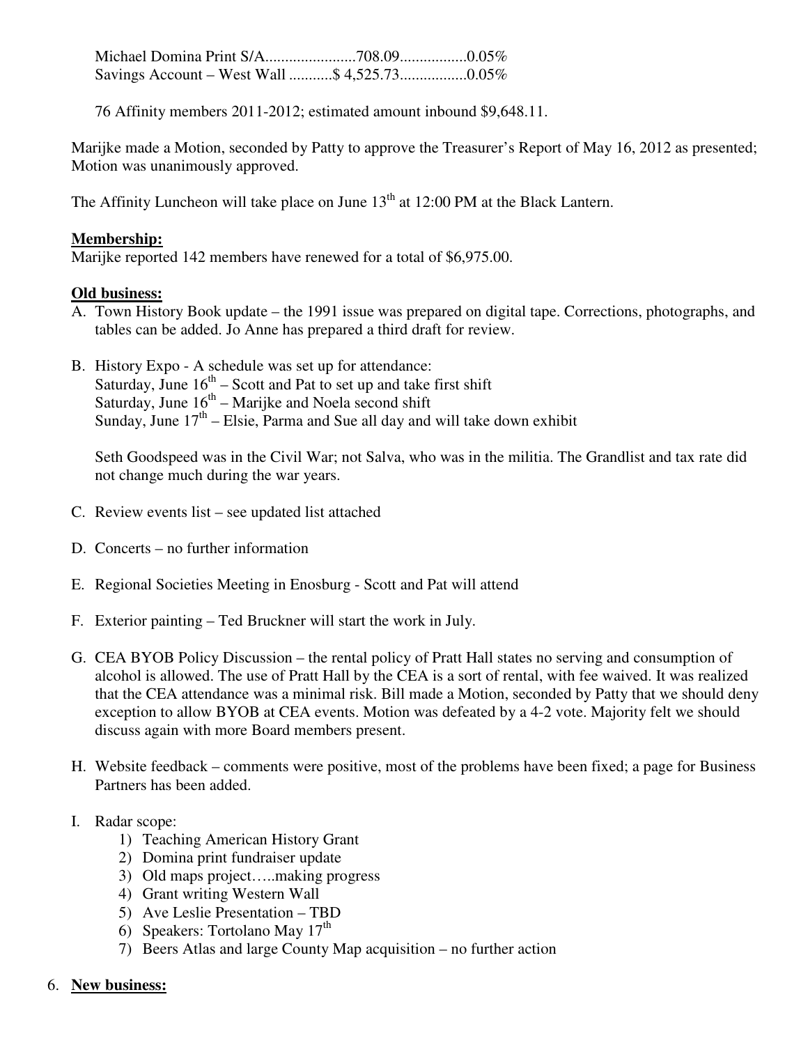Michael Domina Print S/A......................708.09................0.05%
Savings Account – West Wall ...........$ 4,525.73................0.05%

76 Affinity members 2011-2012; estimated amount inbound $9,648.11.

Marijke made a Motion, seconded by Patty to approve the Treasurer's Report of May 16, 2012 as presented; Motion was unanimously approved.

The Affinity Luncheon will take place on June 13th at 12:00 PM at the Black Lantern.

**Membership:**
Marijke reported 142 members have renewed for a total of $6,975.00.

**Old business:**

A. Town History Book update – the 1991 issue was prepared on digital tape. Corrections, photographs, and tables can be added. Jo Anne has prepared a third draft for review.

B. History Expo - A schedule was set up for attendance:
Saturday, June 16th – Scott and Pat to set up and take first shift
Saturday, June 16th – Marijke and Noela second shift
Sunday, June 17th – Elsie, Parma and Sue all day and will take down exhibit

   Seth Goodspeed was in the Civil War; not Salva, who was in the militia. The Grandlist and tax rate did not change much during the war years.

C. Review events list – see updated list attached

D. Concerts – no further information

E. Regional Societies Meeting in Enosburg - Scott and Pat will attend

F. Exterior painting – Ted Bruckner will start the work in July.

G. CEA BYOB Policy Discussion – the rental policy of Pratt Hall states no serving and consumption of alcohol is allowed. The use of Pratt Hall by the CEA is a sort of rental, with fee waived. It was realized that the CEA attendance was a minimal risk. Bill made a Motion, seconded by Patty that we should deny exception to allow BYOB at CEA events. Motion was defeated by a 4-2 vote. Majority felt we should discuss again with more Board members present.

H. Website feedback – comments were positive, most of the problems have been fixed; a page for Business Partners has been added.

I. Radar scope:
   1) Teaching American History Grant
   2) Domina print fundraiser update
   3) Old maps project…..making progress
   4) Grant writing Western Wall
   5) Ave Leslie Presentation – TBD
   6) Speakers: Tortolano May 17th
   7) Beers Atlas and large County Map acquisition – no further action

6. **New business:**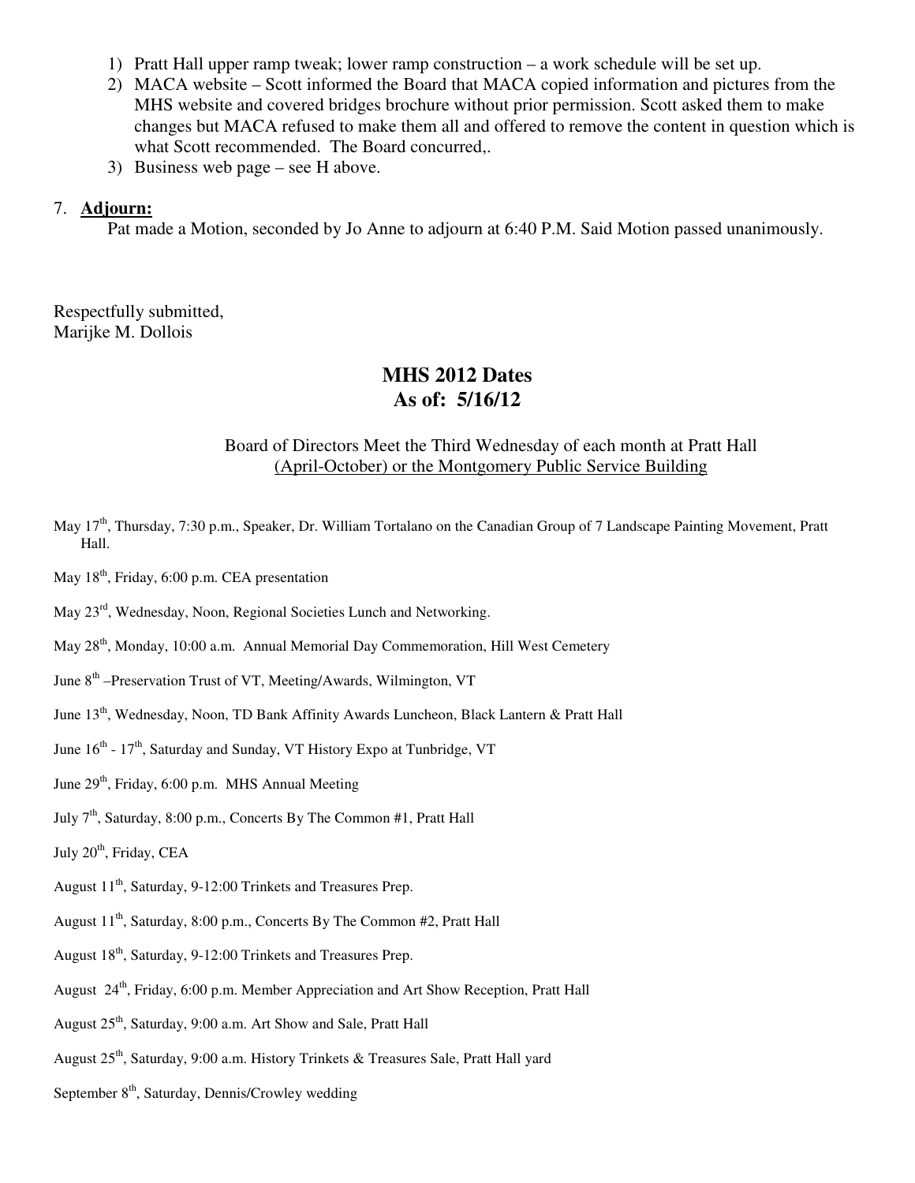1) Pratt Hall upper ramp tweak; lower ramp construction – a work schedule will be set up.
2) MACA website – Scott informed the Board that MACA copied information and pictures from the MHS website and covered bridges brochure without prior permission. Scott asked them to make changes but MACA refused to make them all and offered to remove the content in question which is what Scott recommended. The Board concurred,.
3) Business web page – see H above.

7. **Adjourn:**

Pat made a Motion, seconded by Jo Anne to adjourn at 6:40 P.M. Said Motion passed unanimously.

Respectfully submitted,
Marijke M. Dollois

## MHS 2012 Dates
## As of: 5/16/12

Board of Directors Meet the Third Wednesday of each month at Pratt Hall
(April-October) or the Montgomery Public Service Building

May 17th, Thursday, 7:30 p.m., Speaker, Dr. William Tortalano on the Canadian Group of 7 Landscape Painting Movement, Pratt Hall.

May 18th, Friday, 6:00 p.m. CEA presentation

May 23rd, Wednesday, Noon, Regional Societies Lunch and Networking.

May 28th, Monday, 10:00 a.m. Annual Memorial Day Commemoration, Hill West Cemetery

June 8th –Preservation Trust of VT, Meeting/Awards, Wilmington, VT

June 13th, Wednesday, Noon, TD Bank Affinity Awards Luncheon, Black Lantern & Pratt Hall

June 16th - 17th, Saturday and Sunday, VT History Expo at Tunbridge, VT

June 29th, Friday, 6:00 p.m. MHS Annual Meeting

July 7th, Saturday, 8:00 p.m., Concerts By The Common #1, Pratt Hall

July 20th, Friday, CEA

August 11th, Saturday, 9-12:00 Trinkets and Treasures Prep.

August 11th, Saturday, 8:00 p.m., Concerts By The Common #2, Pratt Hall

August 18th, Saturday, 9-12:00 Trinkets and Treasures Prep.

August 24th, Friday, 6:00 p.m. Member Appreciation and Art Show Reception, Pratt Hall

August 25th, Saturday, 9:00 a.m. Art Show and Sale, Pratt Hall

August 25th, Saturday, 9:00 a.m. History Trinkets & Treasures Sale, Pratt Hall yard

September 8th, Saturday, Dennis/Crowley wedding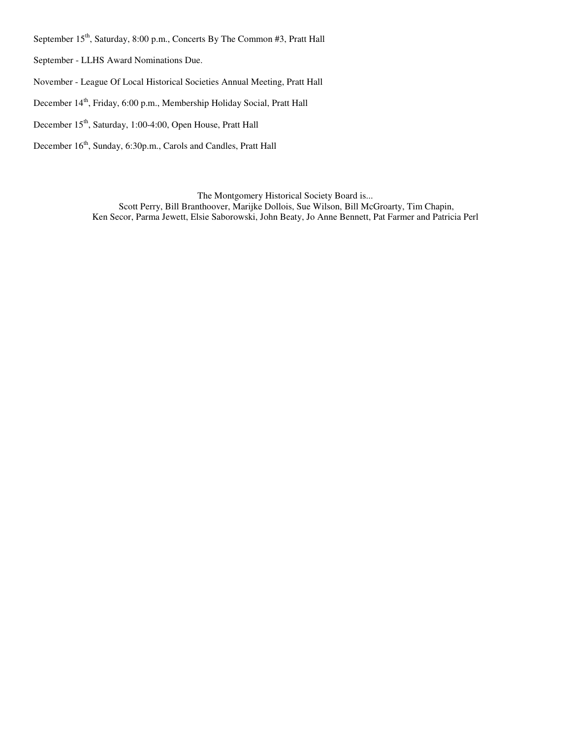September 15th, Saturday, 8:00 p.m., Concerts By The Common #3, Pratt Hall

September - LLHS Award Nominations Due.

November - League Of Local Historical Societies Annual Meeting, Pratt Hall

December 14th, Friday, 6:00 p.m., Membership Holiday Social, Pratt Hall

December 15th, Saturday, 1:00-4:00, Open House, Pratt Hall

December 16th, Sunday, 6:30p.m., Carols and Candles, Pratt Hall

The Montgomery Historical Society Board is...
Scott Perry, Bill Branthoover, Marijke Dollois, Sue Wilson, Bill McGroarty, Tim Chapin,
Ken Secor, Parma Jewett, Elsie Saborowski, John Beaty, Jo Anne Bennett, Pat Farmer and Patricia Perl